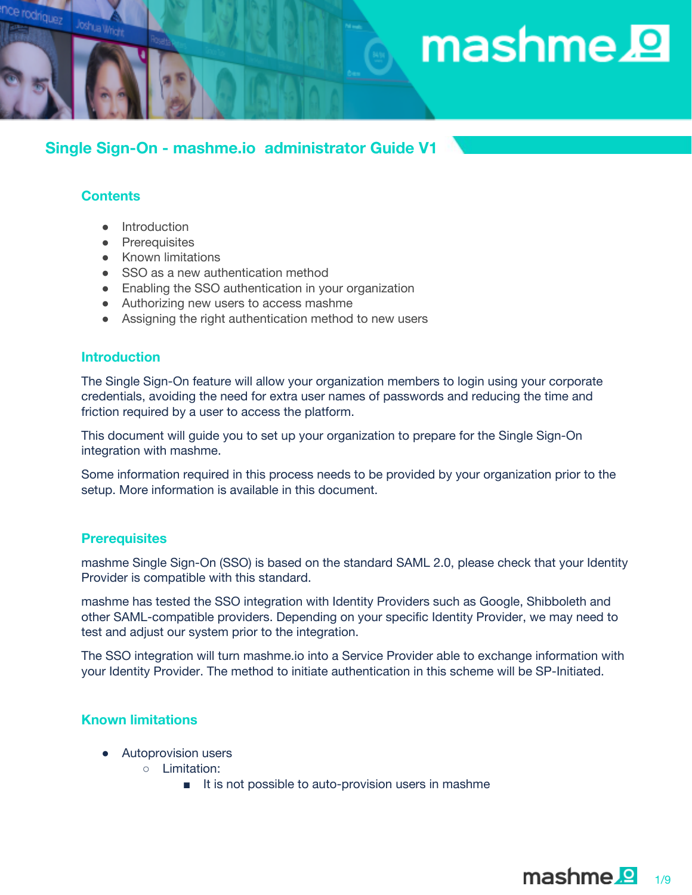# Single Sign-On - mashme.io administrator Guide V1

## Contents

- Introduction
- Prerequisites
- Known limitations
- SSO as a new authentication method
- Enabling the SSO authentication in your organization
- Authorizing new users to access mashme
- Assigning the right authentication method to new users

## Introduction

The Single Sign-On feature will allow your organization members to login using your corporate credentials, avoiding the need for extra user names of passwords and reducing the time and friction required by a user to access the platform.

This document will guide you to set up your organization to prepare for the Single Sign-On integration with mashme.

Some information required in this process needs to be provided by your organization prior to the setup. More information is available in this document.

## Prerequisites

mashme Single Sign-On (SSO) is based on the standard SAML 2.0, please check that your Identity Provider is compatible with this standard.

mashme has tested the SSO integration with Identity Providers such as Google, Shibboleth and other SAML-compatible providers. Depending on your specific Identity Provider, we may need to test and adjust our system prior to the integration.

The SSO integration will turn mashme.io into a Service Provider able to exchange information with your Identity Provider. The method to initiate authentication in this scheme will be SP-Initiated.

## Known limitations

- Autoprovision users
  - Limitation:
    - It is not possible to auto-provision users in mashme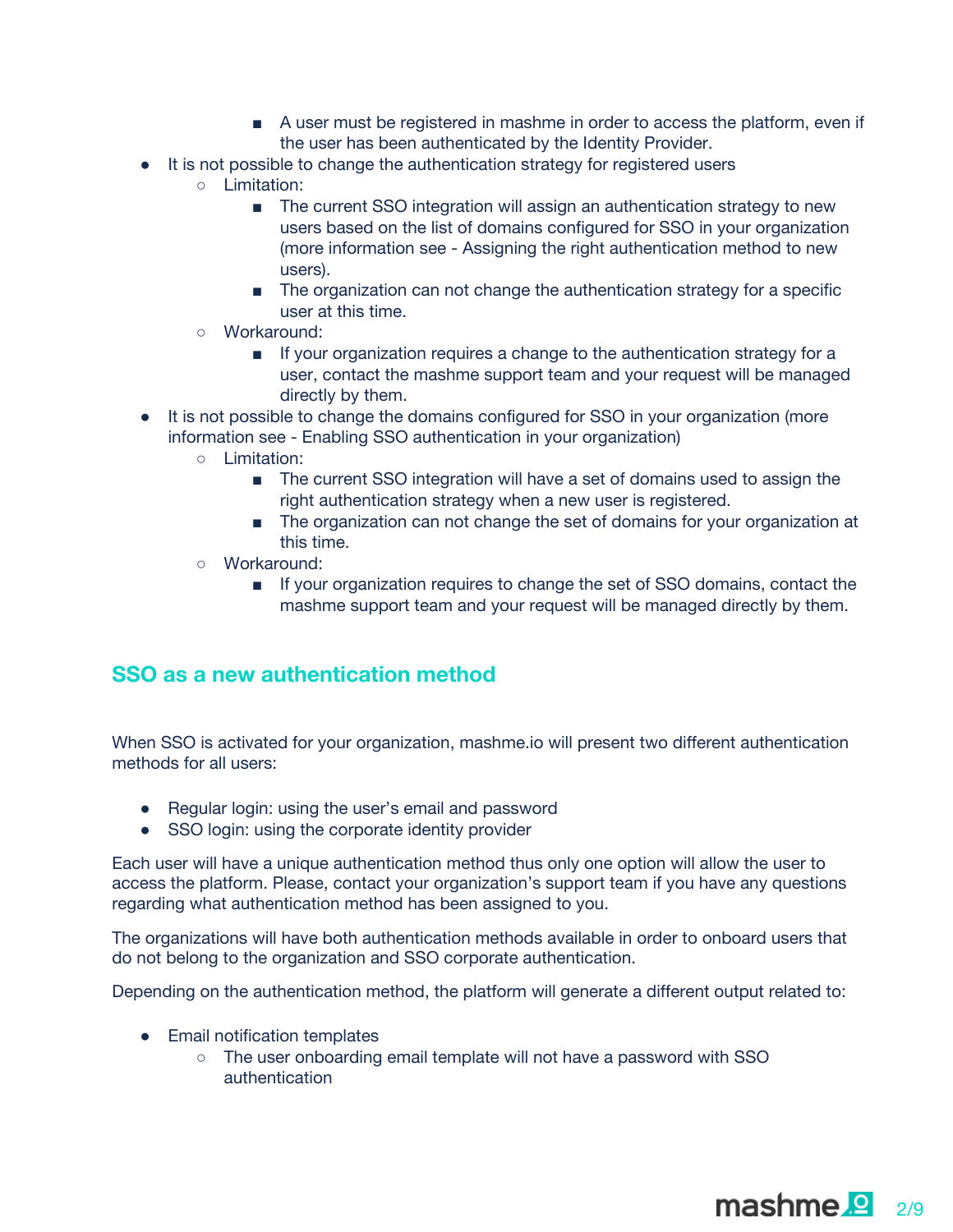- A user must be registered in mashme in order to access the platform, even if the user has been authenticated by the Identity Provider.
- It is not possible to change the authentication strategy for registered users
  - Limitation:
    - The current SSO integration will assign an authentication strategy to new users based on the list of domains configured for SSO in your organization (more information see - Assigning the right authentication method to new users).
    - The organization can not change the authentication strategy for a specific user at this time.
  - Workaround:
    - If your organization requires a change to the authentication strategy for a user, contact the mashme support team and your request will be managed directly by them.
- It is not possible to change the domains configured for SSO in your organization (more information see - Enabling SSO authentication in your organization)
  - Limitation:
    - The current SSO integration will have a set of domains used to assign the right authentication strategy when a new user is registered.
    - The organization can not change the set of domains for your organization at this time.
  - Workaround:
    - If your organization requires to change the set of SSO domains, contact the mashme support team and your request will be managed directly by them.

## SSO as a new authentication method

When SSO is activated for your organization, mashme.io will present two different authentication methods for all users:

- Regular login: using the user's email and password
- SSO login: using the corporate identity provider

Each user will have a unique authentication method thus only one option will allow the user to access the platform. Please, contact your organization's support team if you have any questions regarding what authentication method has been assigned to you.

The organizations will have both authentication methods available in order to onboard users that do not belong to the organization and SSO corporate authentication.

Depending on the authentication method, the platform will generate a different output related to:

- Email notification templates
  - The user onboarding email template will not have a password with SSO authentication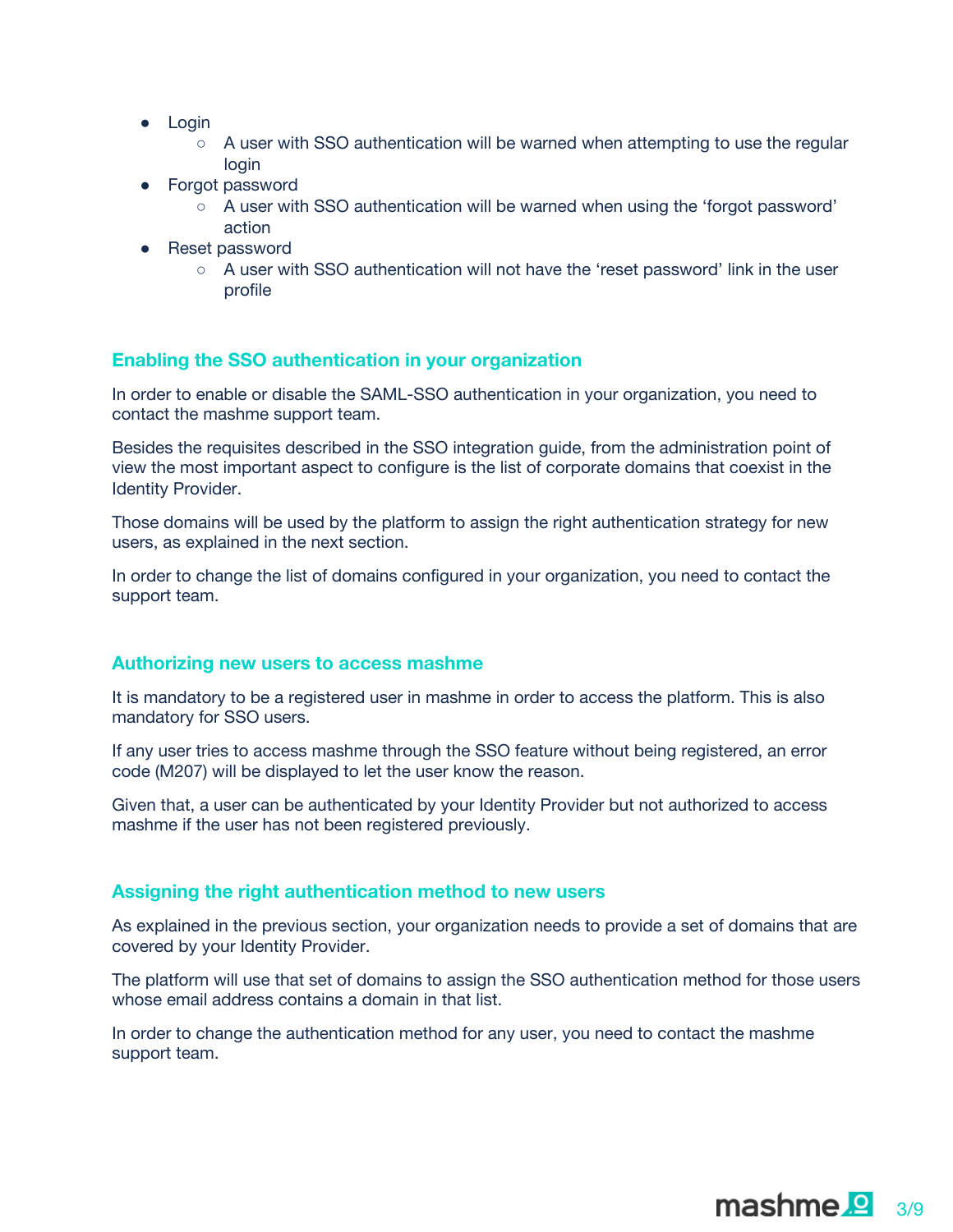- Login
  - A user with SSO authentication will be warned when attempting to use the regular login
- Forgot password
  - A user with SSO authentication will be warned when using the 'forgot password' action
- Reset password
  - A user with SSO authentication will not have the 'reset password' link in the user profile

### Enabling the SSO authentication in your organization

In order to enable or disable the SAML-SSO authentication in your organization, you need to contact the mashme support team.

Besides the requisites described in the SSO integration guide, from the administration point of view the most important aspect to configure is the list of corporate domains that coexist in the Identity Provider.

Those domains will be used by the platform to assign the right authentication strategy for new users, as explained in the next section.

In order to change the list of domains configured in your organization, you need to contact the support team.

### Authorizing new users to access mashme

It is mandatory to be a registered user in mashme in order to access the platform. This is also mandatory for SSO users.

If any user tries to access mashme through the SSO feature without being registered, an error code (M207) will be displayed to let the user know the reason.

Given that, a user can be authenticated by your Identity Provider but not authorized to access mashme if the user has not been registered previously.

### Assigning the right authentication method to new users

As explained in the previous section, your organization needs to provide a set of domains that are covered by your Identity Provider.

The platform will use that set of domains to assign the SSO authentication method for those users whose email address contains a domain in that list.

In order to change the authentication method for any user, you need to contact the mashme support team.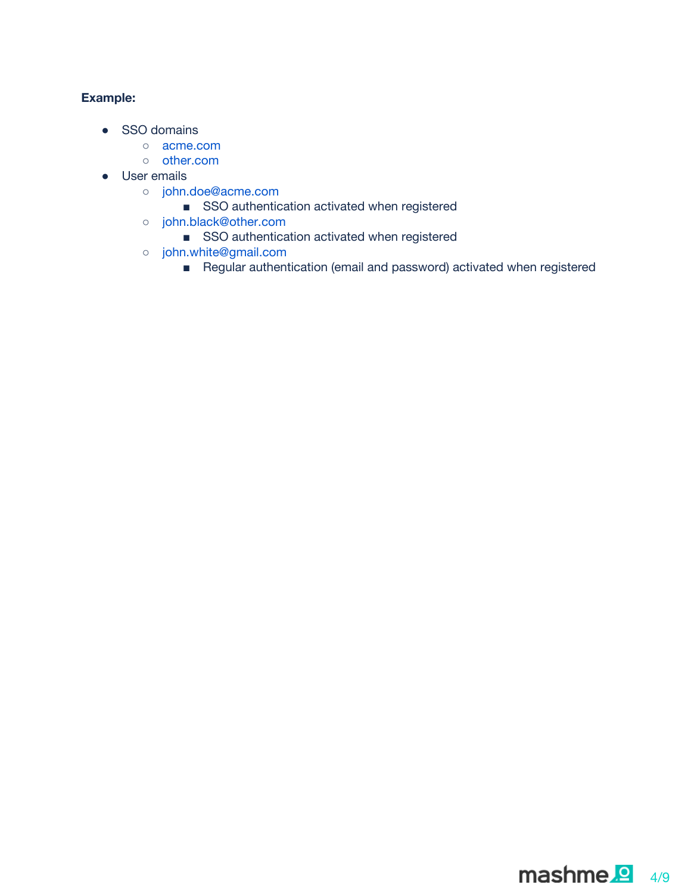**Example:**

- SSO domains
  - acme.com
  - other.com
- User emails
  - john.doe@acme.com
    - SSO authentication activated when registered
  - john.black@other.com
    - SSO authentication activated when registered
  - john.white@gmail.com
    - Regular authentication (email and password) activated when registered